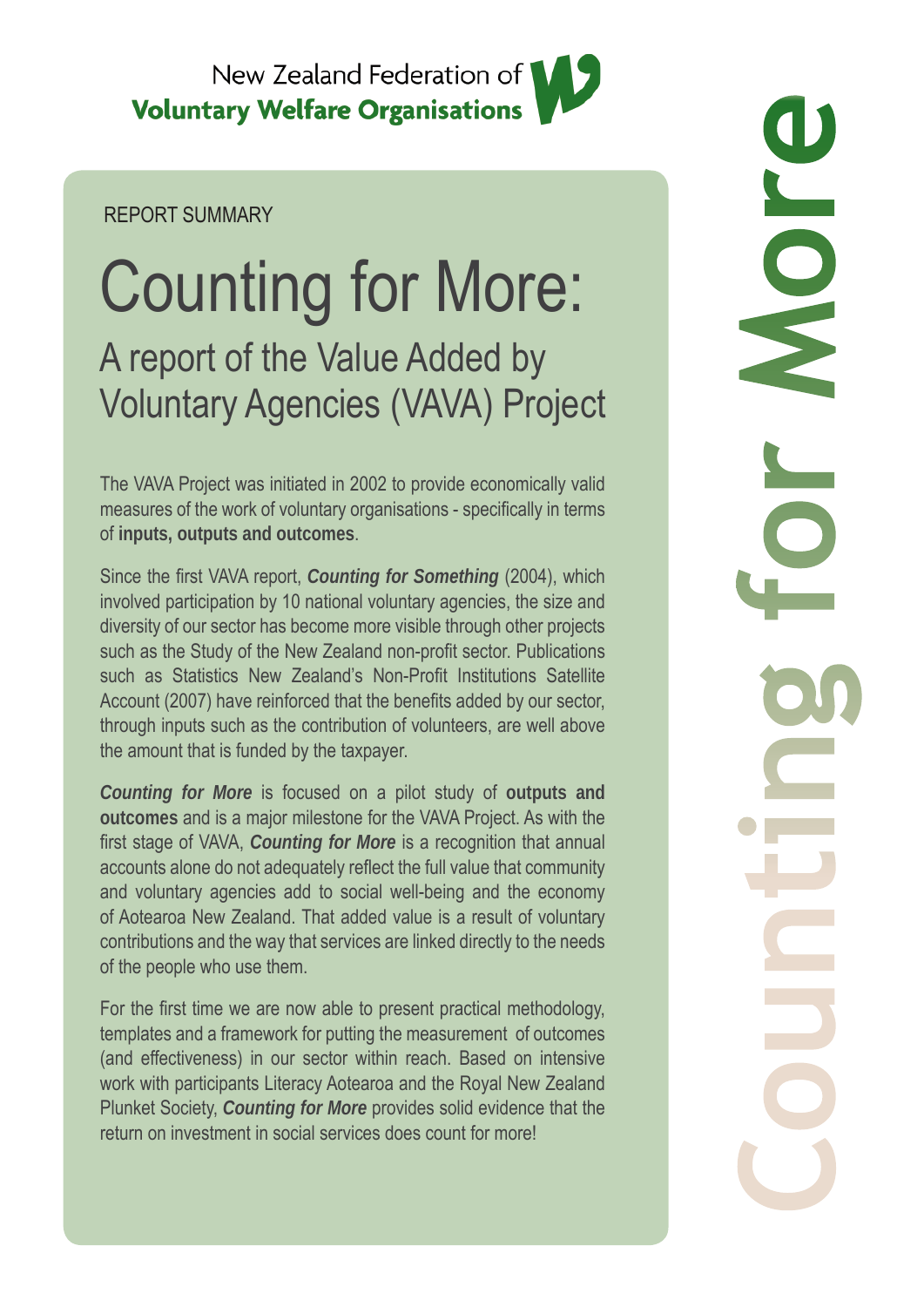New Zealand Federation of **Voluntary Welfare Organisations**

REPORT SUMMARY

# Counting for More:

## A report of the Value Added by Voluntary Agencies (VAVA) Project

The VAVA Project was initiated in 2002 to provide economically valid measures of the work of voluntary organisations - specifically in terms of **inputs, outputs and outcomes**.

Since the first VAVA report, ***Counting for Something*** (2004), which involved participation by 10 national voluntary agencies, the size and diversity of our sector has become more visible through other projects such as the Study of the New Zealand non-profit sector. Publications such as Statistics New Zealand's Non-Profit Institutions Satellite Account (2007) have reinforced that the benefits added by our sector, through inputs such as the contribution of volunteers, are well above the amount that is funded by the taxpayer.

***Counting for More*** is focused on a pilot study of **outputs and outcomes** and is a major milestone for the VAVA Project. As with the first stage of VAVA, ***Counting for More*** is a recognition that annual accounts alone do not adequately reflect the full value that community and voluntary agencies add to social well-being and the economy of Aotearoa New Zealand. That added value is a result of voluntary contributions and the way that services are linked directly to the needs of the people who use them.

For the first time we are now able to present practical methodology, templates and a framework for putting the measurement of outcomes (and effectiveness) in our sector within reach. Based on intensive work with participants Literacy Aotearoa and the Royal New Zealand Plunket Society, ***Counting for More*** provides solid evidence that the return on investment in social services does count for more!

Counting for More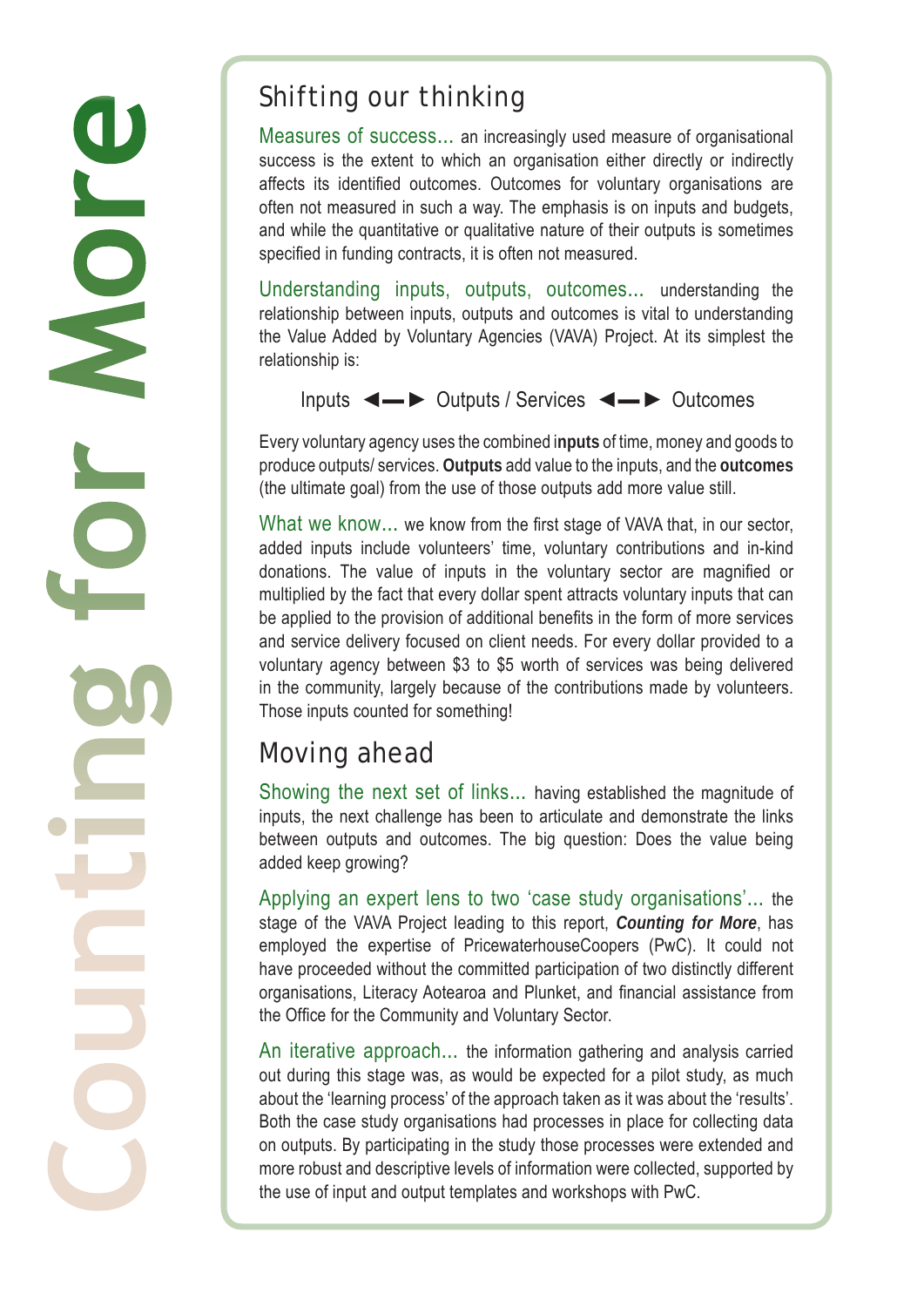## Shifting our thinking

Measures of success... an increasingly used measure of organisational success is the extent to which an organisation either directly or indirectly affects its identified outcomes. Outcomes for voluntary organisations are often not measured in such a way. The emphasis is on inputs and budgets, and while the quantitative or qualitative nature of their outputs is sometimes specified in funding contracts, it is often not measured.

Understanding inputs, outputs, outcomes... understanding the relationship between inputs, outputs and outcomes is vital to understanding the Value Added by Voluntary Agencies (VAVA) Project. At its simplest the relationship is:

Inputs ◄—► Outputs / Services ◄—► Outcomes

Every voluntary agency uses the combined **inputs** of time, money and goods to produce outputs/ services. **Outputs** add value to the inputs, and the **outcomes** (the ultimate goal) from the use of those outputs add more value still.

What we know... we know from the first stage of VAVA that, in our sector, added inputs include volunteers' time, voluntary contributions and in-kind donations. The value of inputs in the voluntary sector are magnified or multiplied by the fact that every dollar spent attracts voluntary inputs that can be applied to the provision of additional benefits in the form of more services and service delivery focused on client needs. For every dollar provided to a voluntary agency between $3 to $5 worth of services was being delivered in the community, largely because of the contributions made by volunteers. Those inputs counted for something!

## Moving ahead

Showing the next set of links... having established the magnitude of inputs, the next challenge has been to articulate and demonstrate the links between outputs and outcomes. The big question: Does the value being added keep growing?

Applying an expert lens to two 'case study organisations'... the stage of the VAVA Project leading to this report, ***Counting for More***, has employed the expertise of PricewaterhouseCoopers (PwC). It could not have proceeded without the committed participation of two distinctly different organisations, Literacy Aotearoa and Plunket, and financial assistance from the Office for the Community and Voluntary Sector.

An iterative approach... the information gathering and analysis carried out during this stage was, as would be expected for a pilot study, as much about the 'learning process' of the approach taken as it was about the 'results'. Both the case study organisations had processes in place for collecting data on outputs. By participating in the study those processes were extended and more robust and descriptive levels of information were collected, supported by the use of input and output templates and workshops with PwC.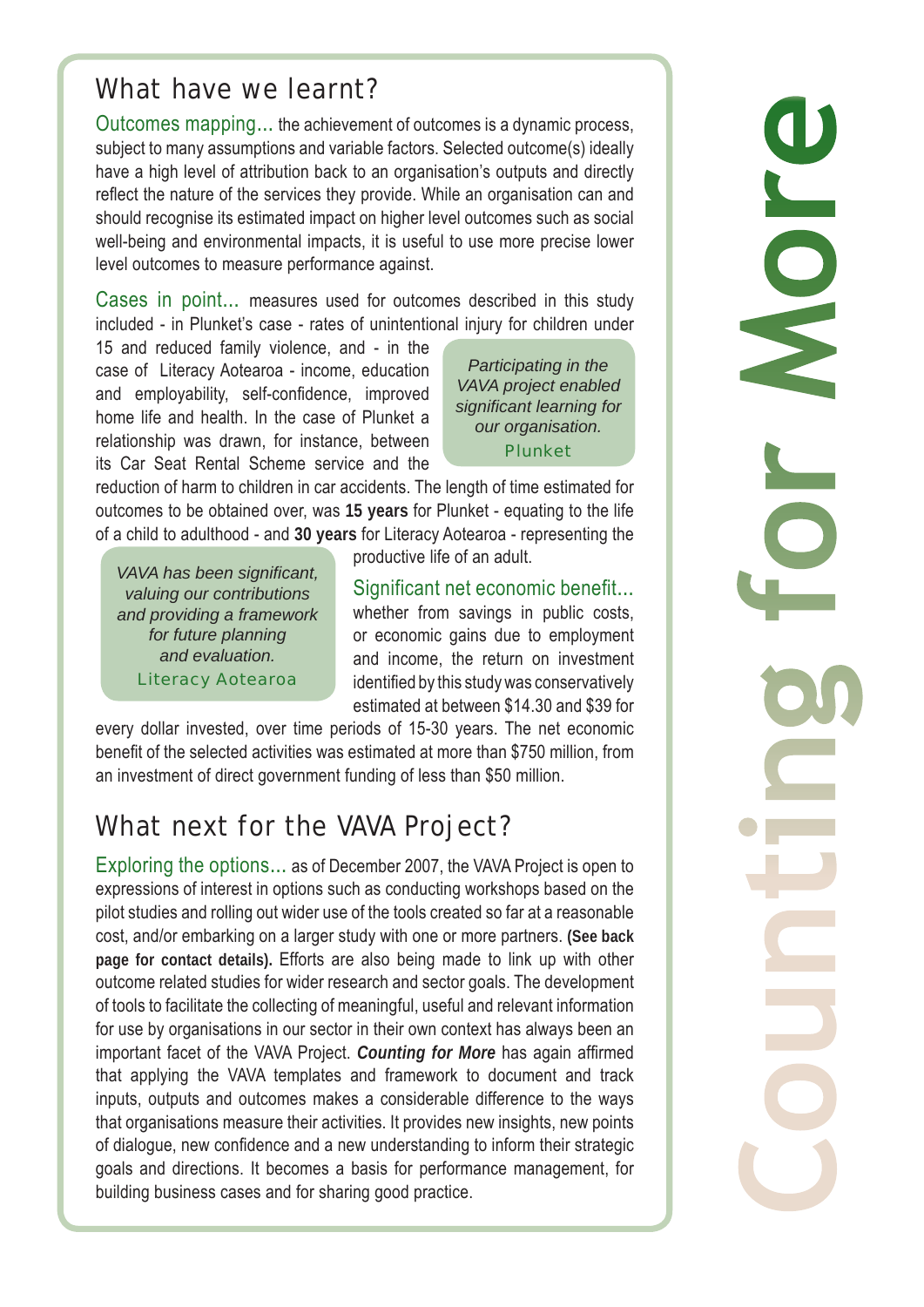## What have we learnt?

Outcomes mapping... the achievement of outcomes is a dynamic process, subject to many assumptions and variable factors. Selected outcome(s) ideally have a high level of attribution back to an organisation's outputs and directly reflect the nature of the services they provide. While an organisation can and should recognise its estimated impact on higher level outcomes such as social well-being and environmental impacts, it is useful to use more precise lower level outcomes to measure performance against.

Cases in point... measures used for outcomes described in this study included - in Plunket's case - rates of unintentional injury for children under 15 and reduced family violence, and - in the case of Literacy Aotearoa - income, education and employability, self-confidence, improved home life and health. In the case of Plunket a relationship was drawn, for instance, between its Car Seat Rental Scheme service and the reduction of harm to children in car accidents. The length of time estimated for outcomes to be obtained over, was **15 years** for Plunket - equating to the life of a child to adulthood - and **30 years** for Literacy Aotearoa - representing the productive life of an adult.

> *Participating in the VAVA project enabled significant learning for our organisation.*
> Plunket

> *VAVA has been significant, valuing our contributions and providing a framework for future planning and evaluation.*
> Literacy Aotearoa

Significant net economic benefit... whether from savings in public costs, or economic gains due to employment and income, the return on investment identified by this study was conservatively estimated at between $14.30 and $39 for every dollar invested, over time periods of 15-30 years. The net economic benefit of the selected activities was estimated at more than $750 million, from an investment of direct government funding of less than $50 million.

## What next for the VAVA Project?

Exploring the options... as of December 2007, the VAVA Project is open to expressions of interest in options such as conducting workshops based on the pilot studies and rolling out wider use of the tools created so far at a reasonable cost, and/or embarking on a larger study with one or more partners. **(See back page for contact details).** Efforts are also being made to link up with other outcome related studies for wider research and sector goals. The development of tools to facilitate the collecting of meaningful, useful and relevant information for use by organisations in our sector in their own context has always been an important facet of the VAVA Project. ***Counting for More*** has again affirmed that applying the VAVA templates and framework to document and track inputs, outputs and outcomes makes a considerable difference to the ways that organisations measure their activities. It provides new insights, new points of dialogue, new confidence and a new understanding to inform their strategic goals and directions. It becomes a basis for performance management, for building business cases and for sharing good practice.

Counting for More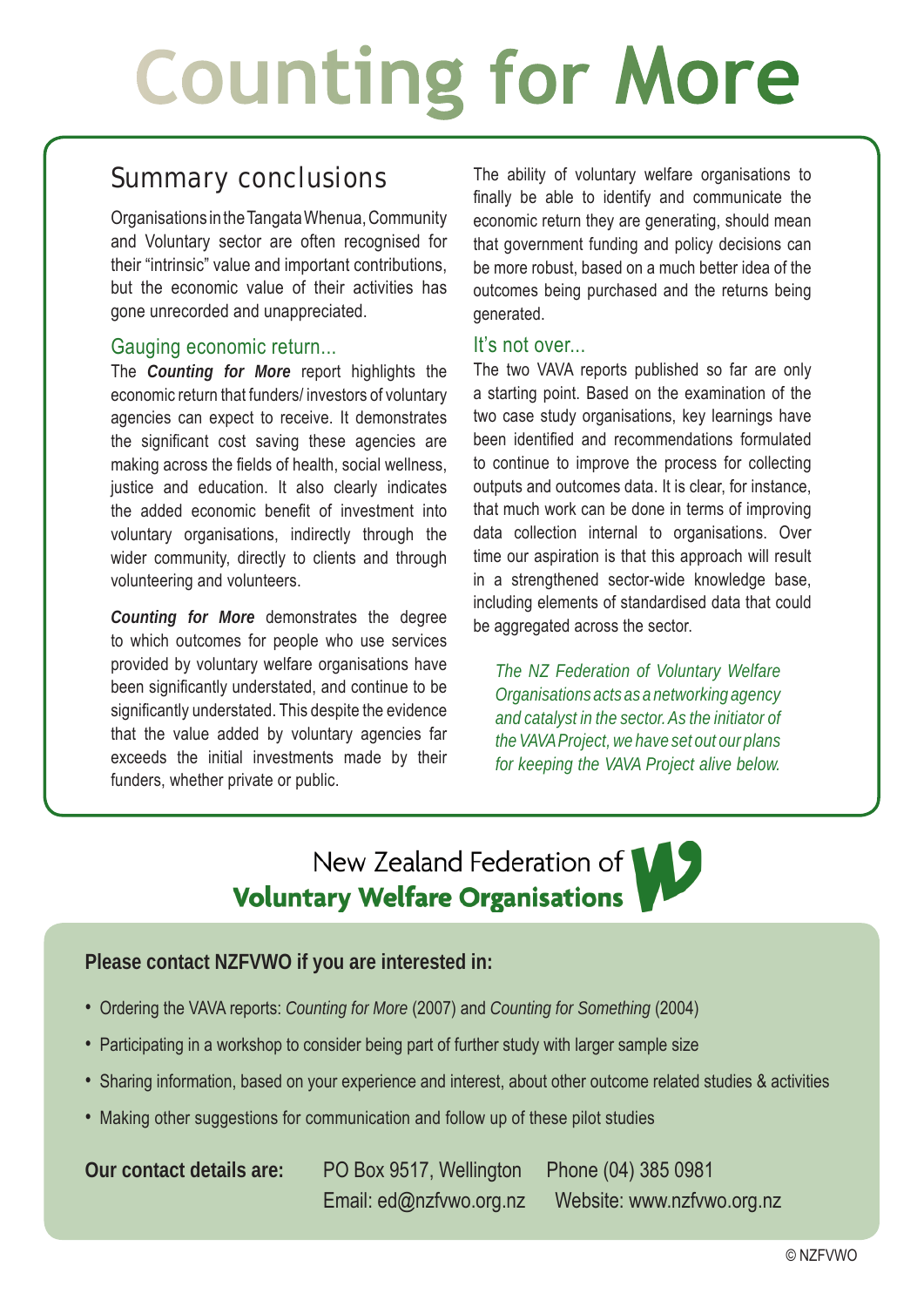# Counting for More

## Summary conclusions

Organisations in the Tangata Whenua, Community and Voluntary sector are often recognised for their "intrinsic" value and important contributions, but the economic value of their activities has gone unrecorded and unappreciated.

### Gauging economic return...

The ***Counting for More*** report highlights the economic return that funders/ investors of voluntary agencies can expect to receive. It demonstrates the significant cost saving these agencies are making across the fields of health, social wellness, justice and education. It also clearly indicates the added economic benefit of investment into voluntary organisations, indirectly through the wider community, directly to clients and through volunteering and volunteers.

***Counting for More*** demonstrates the degree to which outcomes for people who use services provided by voluntary welfare organisations have been significantly understated, and continue to be significantly understated. This despite the evidence that the value added by voluntary agencies far exceeds the initial investments made by their funders, whether private or public.

The ability of voluntary welfare organisations to finally be able to identify and communicate the economic return they are generating, should mean that government funding and policy decisions can be more robust, based on a much better idea of the outcomes being purchased and the returns being generated.

### It's not over...

The two VAVA reports published so far are only a starting point. Based on the examination of the two case study organisations, key learnings have been identified and recommendations formulated to continue to improve the process for collecting outputs and outcomes data. It is clear, for instance, that much work can be done in terms of improving data collection internal to organisations. Over time our aspiration is that this approach will result in a strengthened sector-wide knowledge base, including elements of standardised data that could be aggregated across the sector.

*The NZ Federation of Voluntary Welfare Organisations acts as a networking agency and catalyst in the sector. As the initiator of the VAVA Project, we have set out our plans for keeping the VAVA Project alive below.*

New Zealand Federation of
**Voluntary Welfare Organisations**

**Please contact NZFVWO if you are interested in:**

- Ordering the VAVA reports: *Counting for More* (2007) and *Counting for Something* (2004)
- Participating in a workshop to consider being part of further study with larger sample size
- Sharing information, based on your experience and interest, about other outcome related studies & activities
- Making other suggestions for communication and follow up of these pilot studies

**Our contact details are:** PO Box 9517, Wellington Phone (04) 385 0981
Email: ed@nzfvwo.org.nz Website: www.nzfvwo.org.nz

© NZFVWO